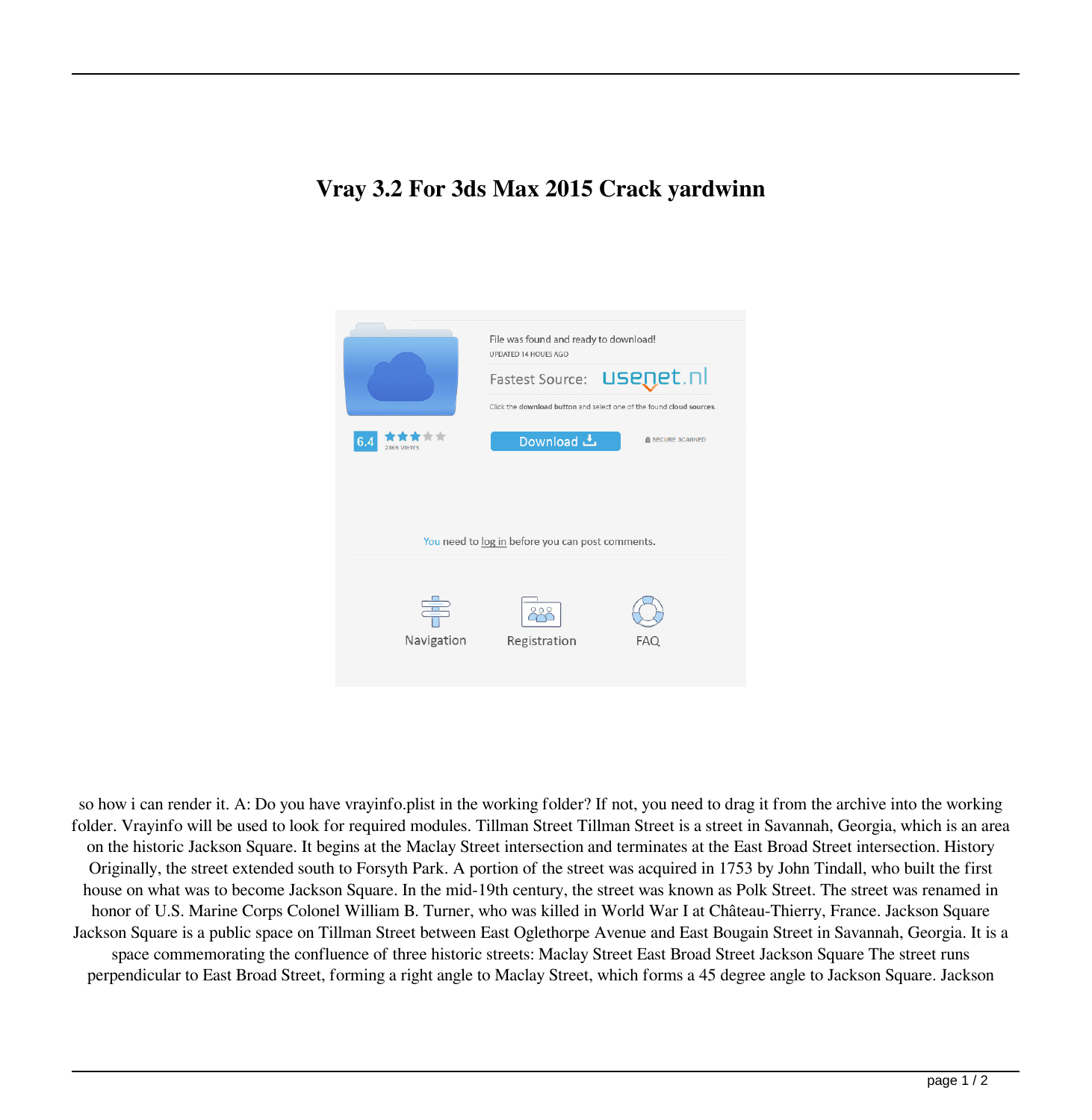# Vray 3.2 For 3ds Max 2015 Crack yardwinn

File was found and ready to download!
UPDATED 14 HOUES AGO

Fastest Source: usenet.nl

Click the download button and select one of the found cloud sources.

6.4 2865 VIEWS

Download

SECURE SCANNED

You need to log in before you can post comments.

Navigation Registration FAQ

so how i can render it. A: Do you have vrayinfo.plist in the working folder? If not, you need to drag it from the archive into the working folder. Vrayinfo will be used to look for required modules. Tillman Street Tillman Street is a street in Savannah, Georgia, which is an area on the historic Jackson Square. It begins at the Maclay Street intersection and terminates at the East Broad Street intersection. History Originally, the street extended south to Forsyth Park. A portion of the street was acquired in 1753 by John Tindall, who built the first house on what was to become Jackson Square. In the mid-19th century, the street was known as Polk Street. The street was renamed in honor of U.S. Marine Corps Colonel William B. Turner, who was killed in World War I at Château-Thierry, France. Jackson Square Jackson Square is a public space on Tillman Street between East Oglethorpe Avenue and East Bougain Street in Savannah, Georgia. It is a space commemorating the confluence of three historic streets: Maclay Street East Broad Street Jackson Square The street runs perpendicular to East Broad Street, forming a right angle to Maclay Street, which forms a 45 degree angle to Jackson Square. Jackson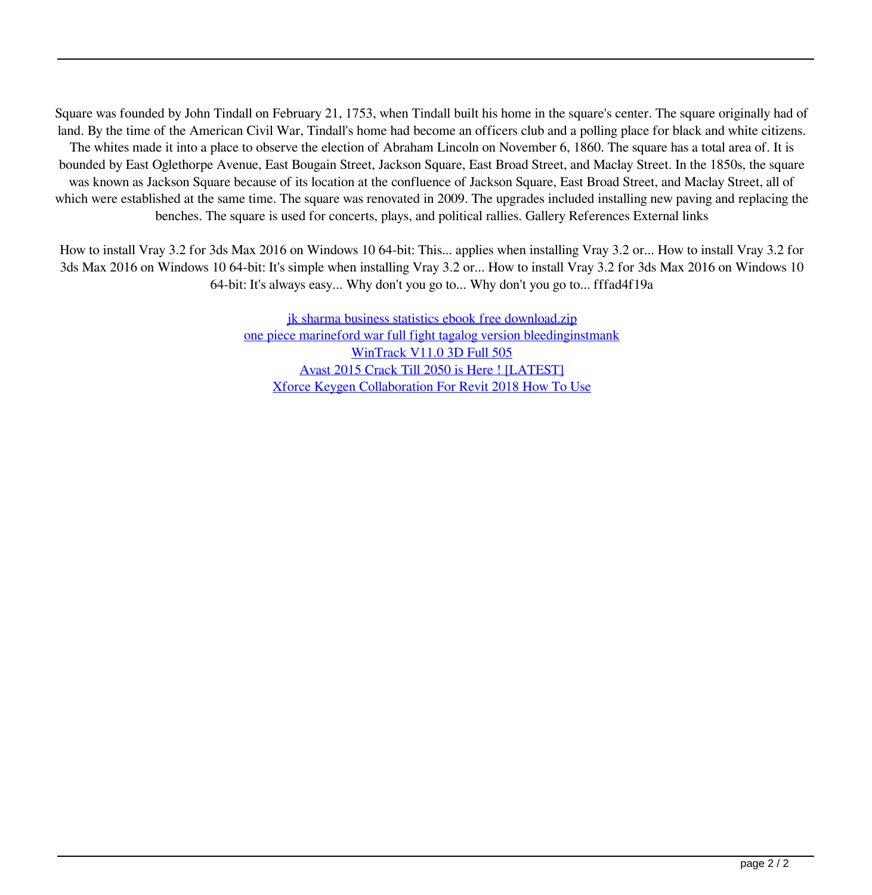Square was founded by John Tindall on February 21, 1753, when Tindall built his home in the square's center. The square originally had of land. By the time of the American Civil War, Tindall's home had become an officers club and a polling place for black and white citizens. The whites made it into a place to observe the election of Abraham Lincoln on November 6, 1860. The square has a total area of. It is bounded by East Oglethorpe Avenue, East Bougain Street, Jackson Square, East Broad Street, and Maclay Street. In the 1850s, the square was known as Jackson Square because of its location at the confluence of Jackson Square, East Broad Street, and Maclay Street, all of which were established at the same time. The square was renovated in 2009. The upgrades included installing new paving and replacing the benches. The square is used for concerts, plays, and political rallies. Gallery References External links

How to install Vray 3.2 for 3ds Max 2016 on Windows 10 64-bit: This... applies when installing Vray 3.2 or... How to install Vray 3.2 for 3ds Max 2016 on Windows 10 64-bit: It's simple when installing Vray 3.2 or... How to install Vray 3.2 for 3ds Max 2016 on Windows 10 64-bit: It's always easy... Why don't you go to... Why don't you go to... fffad4f19a

jk sharma business statistics ebook free download.zip
one piece marineford war full fight tagalog version bleedinginstmank
WinTrack V11.0 3D Full 505
Avast 2015 Crack Till 2050 is Here ! [LATEST]
Xforce Keygen Collaboration For Revit 2018 How To Use